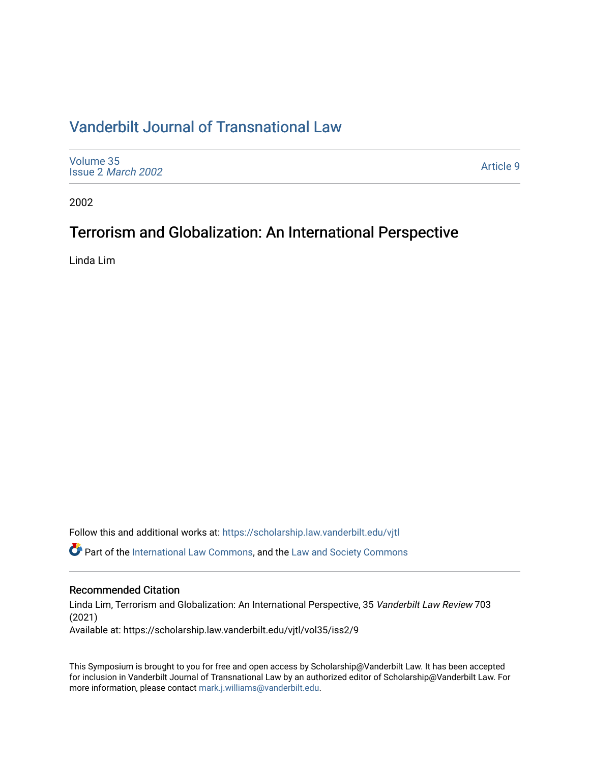# Vanderbilt Journal of Transnational Law

Volume 35
Issue 2 *March 2002*

Article 9

2002

## Terrorism and Globalization: An International Perspective

Linda Lim

Follow this and additional works at: https://scholarship.law.vanderbilt.edu/vjtl

Part of the International Law Commons, and the Law and Society Commons

### Recommended Citation

Linda Lim, Terrorism and Globalization: An International Perspective, 35 *Vanderbilt Law Review* 703 (2021)
Available at: https://scholarship.law.vanderbilt.edu/vjtl/vol35/iss2/9

This Symposium is brought to you for free and open access by Scholarship@Vanderbilt Law. It has been accepted for inclusion in Vanderbilt Journal of Transnational Law by an authorized editor of Scholarship@Vanderbilt Law. For more information, please contact mark.j.williams@vanderbilt.edu.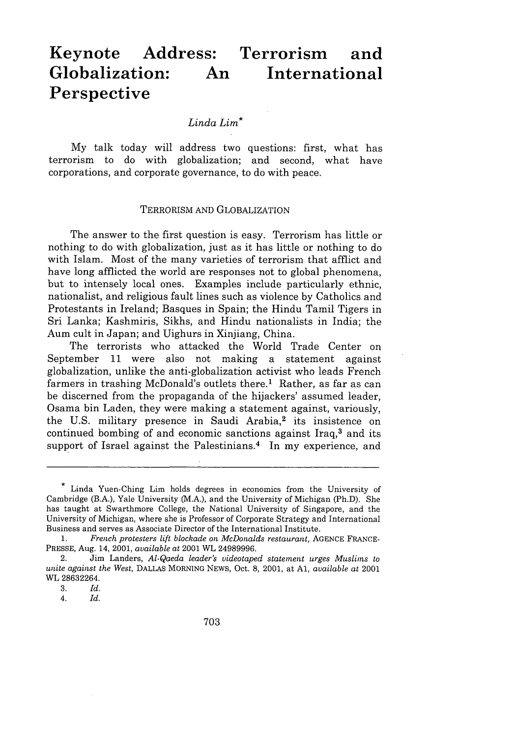# Keynote Address: Terrorism and Globalization: An International Perspective

*Linda Lim**

My talk today will address two questions: first, what has terrorism to do with globalization; and second, what have corporations, and corporate governance, to do with peace.

## TERRORISM AND GLOBALIZATION

The answer to the first question is easy. Terrorism has little or nothing to do with globalization, just as it has little or nothing to do with Islam. Most of the many varieties of terrorism that afflict and have long afflicted the world are responses not to global phenomena, but to intensely local ones. Examples include particularly ethnic, nationalist, and religious fault lines such as violence by Catholics and Protestants in Ireland; Basques in Spain; the Hindu Tamil Tigers in Sri Lanka; Kashmiris, Sikhs, and Hindu nationalists in India; the Aum cult in Japan; and Uighurs in Xinjiang, China.

The terrorists who attacked the World Trade Center on September 11 were also not making a statement against globalization, unlike the anti-globalization activist who leads French farmers in trashing McDonald's outlets there.[1] Rather, as far as can be discerned from the propaganda of the hijackers' assumed leader, Osama bin Laden, they were making a statement against, variously, the U.S. military presence in Saudi Arabia,[2] its insistence on continued bombing of and economic sanctions against Iraq,[3] and its support of Israel against the Palestinians.[4] In my experience, and

---

\* Linda Yuen-Ching Lim holds degrees in economics from the University of Cambridge (B.A.), Yale University (M.A.), and the University of Michigan (Ph.D). She has taught at Swarthmore College, the National University of Singapore, and the University of Michigan, where she is Professor of Corporate Strategy and International Business and serves as Associate Director of the International Institute.

1. *French protesters lift blockade on McDonalds restaurant*, AGENCE FRANCE-PRESSE, Aug. 14, 2001, *available at* 2001 WL 24989996.

2. Jim Landers, *Al-Qaeda leader's videotaped statement urges Muslims to unite against the West*, DALLAS MORNING NEWS, Oct. 8, 2001, at A1, *available at* 2001 WL 28632264.

3. *Id.*

4. *Id.*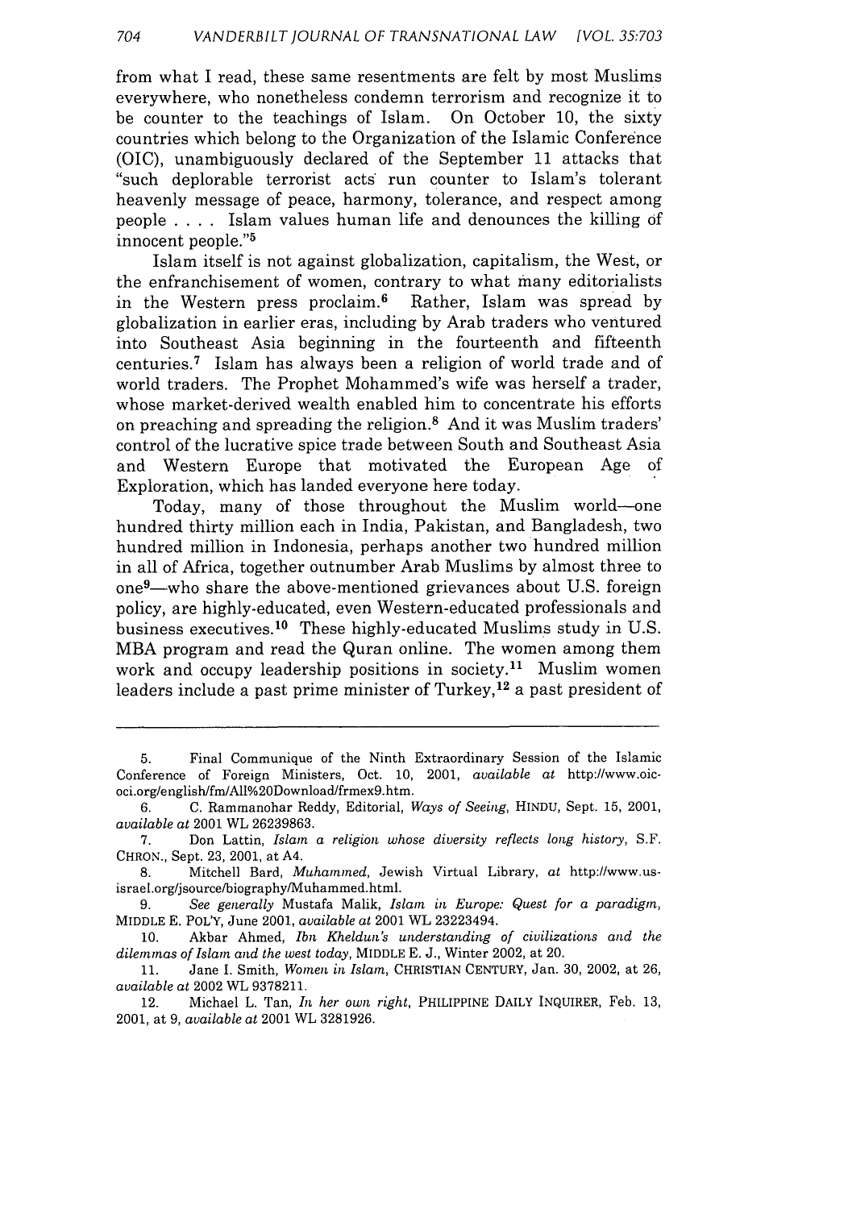from what I read, these same resentments are felt by most Muslims everywhere, who nonetheless condemn terrorism and recognize it to be counter to the teachings of Islam. On October 10, the sixty countries which belong to the Organization of the Islamic Conference (OIC), unambiguously declared of the September 11 attacks that "such deplorable terrorist acts run counter to Islam's tolerant heavenly message of peace, harmony, tolerance, and respect among people . . . . Islam values human life and denounces the killing of innocent people."[5]

Islam itself is not against globalization, capitalism, the West, or the enfranchisement of women, contrary to what many editorialists in the Western press proclaim.[6] Rather, Islam was spread by globalization in earlier eras, including by Arab traders who ventured into Southeast Asia beginning in the fourteenth and fifteenth centuries.[7] Islam has always been a religion of world trade and of world traders. The Prophet Mohammed's wife was herself a trader, whose market-derived wealth enabled him to concentrate his efforts on preaching and spreading the religion.[8] And it was Muslim traders' control of the lucrative spice trade between South and Southeast Asia and Western Europe that motivated the European Age of Exploration, which has landed everyone here today.

Today, many of those throughout the Muslim world—one hundred thirty million each in India, Pakistan, and Bangladesh, two hundred million in Indonesia, perhaps another two hundred million in all of Africa, together outnumber Arab Muslims by almost three to one[9]—who share the above-mentioned grievances about U.S. foreign policy, are highly-educated, even Western-educated professionals and business executives.[10] These highly-educated Muslims study in U.S. MBA program and read the Quran online. The women among them work and occupy leadership positions in society.[11] Muslim women leaders include a past prime minister of Turkey,[12] a past president of

---

5. Final Communique of the Ninth Extraordinary Session of the Islamic Conference of Foreign Ministers, Oct. 10, 2001, *available at* http://www.oic-oci.org/english/fm/All%20Download/frmex9.htm.

6. C. Rammanohar Reddy, Editorial, *Ways of Seeing*, HINDU, Sept. 15, 2001, *available at* 2001 WL 26239863.

7. Don Lattin, *Islam a religion whose diversity reflects long history*, S.F. CHRON., Sept. 23, 2001, at A4.

8. Mitchell Bard, *Muhammed*, Jewish Virtual Library, *at* http://www.us-israel.org/jsource/biography/Muhammed.html.

9. *See generally* Mustafa Malik, *Islam in Europe: Quest for a paradigm*, MIDDLE E. POL'Y, June 2001, *available at* 2001 WL 23223494.

10. Akbar Ahmed, *Ibn Kheldun's understanding of civilizations and the dilemmas of Islam and the west today*, MIDDLE E. J., Winter 2002, at 20.

11. Jane I. Smith, *Women in Islam*, CHRISTIAN CENTURY, Jan. 30, 2002, at 26, *available at* 2002 WL 9378211.

12. Michael L. Tan, *In her own right*, PHILIPPINE DAILY INQUIRER, Feb. 13, 2001, at 9, *available at* 2001 WL 3281926.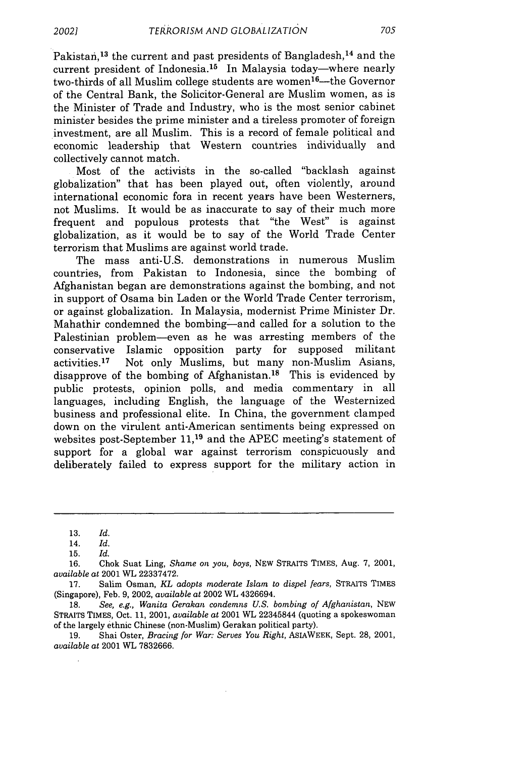Pakistan,[13] the current and past presidents of Bangladesh,[14] and the current president of Indonesia.[15] In Malaysia today—where nearly two-thirds of all Muslim college students are women[16]—the Governor of the Central Bank, the Solicitor-General are Muslim women, as is the Minister of Trade and Industry, who is the most senior cabinet minister besides the prime minister and a tireless promoter of foreign investment, are all Muslim. This is a record of female political and economic leadership that Western countries individually and collectively cannot match.

Most of the activists in the so-called "backlash against globalization" that has been played out, often violently, around international economic fora in recent years have been Westerners, not Muslims. It would be as inaccurate to say of their much more frequent and populous protests that "the West" is against globalization, as it would be to say of the World Trade Center terrorism that Muslims are against world trade.

The mass anti-U.S. demonstrations in numerous Muslim countries, from Pakistan to Indonesia, since the bombing of Afghanistan began are demonstrations against the bombing, and not in support of Osama bin Laden or the World Trade Center terrorism, or against globalization. In Malaysia, modernist Prime Minister Dr. Mahathir condemned the bombing—and called for a solution to the Palestinian problem—even as he was arresting members of the conservative Islamic opposition party for supposed militant activities.[17] Not only Muslims, but many non-Muslim Asians, disapprove of the bombing of Afghanistan.[18] This is evidenced by public protests, opinion polls, and media commentary in all languages, including English, the language of the Westernized business and professional elite. In China, the government clamped down on the virulent anti-American sentiments being expressed on websites post-September 11,[19] and the APEC meeting's statement of support for a global war against terrorism conspicuously and deliberately failed to express support for the military action in

---

13. *Id.*

14. *Id.*

15. *Id.*

16. Chok Suat Ling, *Shame on you, boys*, NEW STRAITS TIMES, Aug. 7, 2001, *available at* 2001 WL 22337472.

17. Salim Osman, *KL adopts moderate Islam to dispel fears*, STRAITS TIMES (Singapore), Feb. 9, 2002, *available at* 2002 WL 4326694.

18. *See, e.g.*, *Wanita Gerakan condemns U.S. bombing of Afghanistan*, NEW STRAITS TIMES, Oct. 11, 2001, *available at* 2001 WL 22345844 (quoting a spokeswoman of the largely ethnic Chinese (non-Muslim) Gerakan political party).

19. Shai Oster, *Bracing for War: Serves You Right*, ASIAWEEK, Sept. 28, 2001, *available at* 2001 WL 7832666.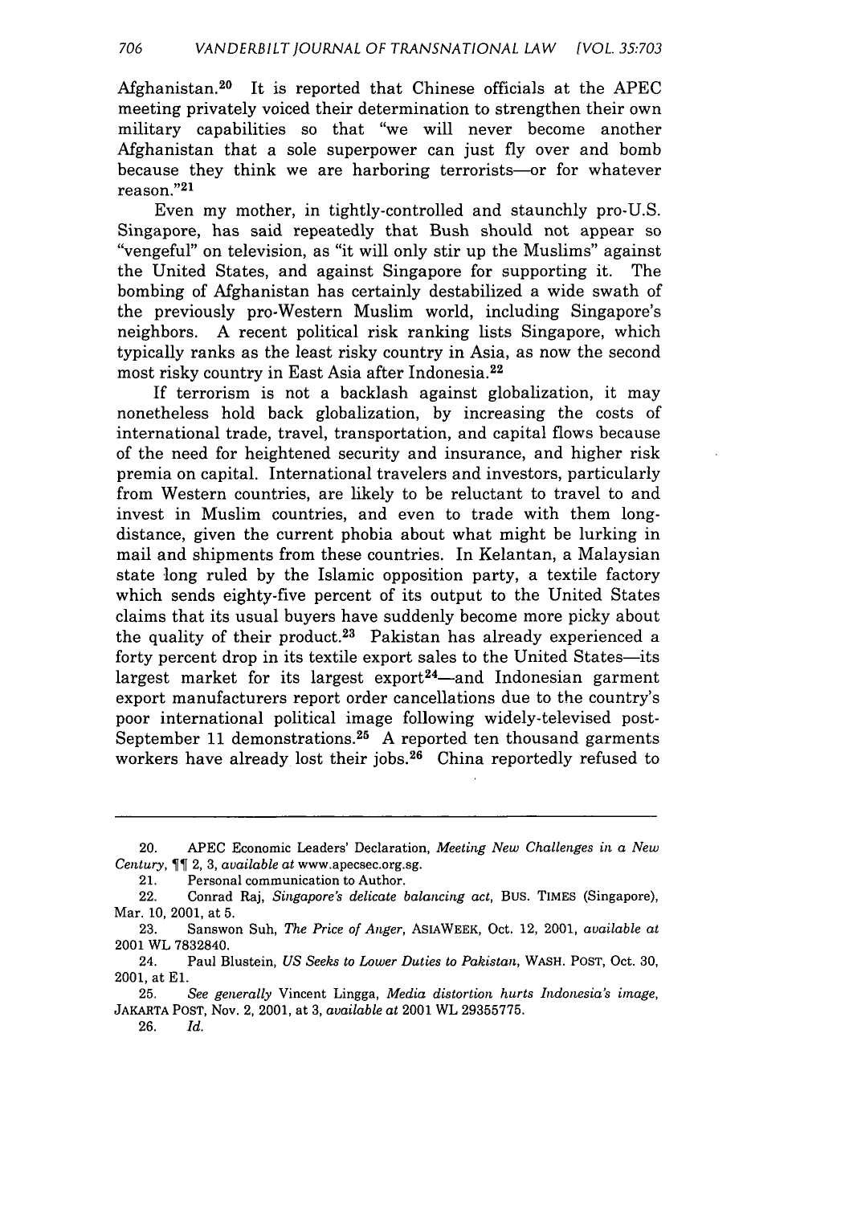Afghanistan.[20] It is reported that Chinese officials at the APEC meeting privately voiced their determination to strengthen their own military capabilities so that "we will never become another Afghanistan that a sole superpower can just fly over and bomb because they think we are harboring terrorists—or for whatever reason."[21]

Even my mother, in tightly-controlled and staunchly pro-U.S. Singapore, has said repeatedly that Bush should not appear so "vengeful" on television, as "it will only stir up the Muslims" against the United States, and against Singapore for supporting it. The bombing of Afghanistan has certainly destabilized a wide swath of the previously pro-Western Muslim world, including Singapore's neighbors. A recent political risk ranking lists Singapore, which typically ranks as the least risky country in Asia, as now the second most risky country in East Asia after Indonesia.[22]

If terrorism is not a backlash against globalization, it may nonetheless hold back globalization, by increasing the costs of international trade, travel, transportation, and capital flows because of the need for heightened security and insurance, and higher risk premia on capital. International travelers and investors, particularly from Western countries, are likely to be reluctant to travel to and invest in Muslim countries, and even to trade with them long-distance, given the current phobia about what might be lurking in mail and shipments from these countries. In Kelantan, a Malaysian state long ruled by the Islamic opposition party, a textile factory which sends eighty-five percent of its output to the United States claims that its usual buyers have suddenly become more picky about the quality of their product.[23] Pakistan has already experienced a forty percent drop in its textile export sales to the United States—its largest market for its largest export[24]—and Indonesian garment export manufacturers report order cancellations due to the country's poor international political image following widely-televised post-September 11 demonstrations.[25] A reported ten thousand garments workers have already lost their jobs.[26] China reportedly refused to

---

20. APEC Economic Leaders' Declaration, *Meeting New Challenges in a New Century*, ¶¶ 2, 3, *available at* www.apecsec.org.sg.

21. Personal communication to Author.

22. Conrad Raj, *Singapore's delicate balancing act*, BUS. TIMES (Singapore), Mar. 10, 2001, at 5.

23. Sanswon Suh, *The Price of Anger*, ASIAWEEK, Oct. 12, 2001, *available at* 2001 WL 7832840.

24. Paul Blustein, *US Seeks to Lower Duties to Pakistan*, WASH. POST, Oct. 30, 2001, at E1.

25. *See generally* Vincent Lingga, *Media distortion hurts Indonesia's image*, JAKARTA POST, Nov. 2, 2001, at 3, *available at* 2001 WL 29355775.

26. *Id.*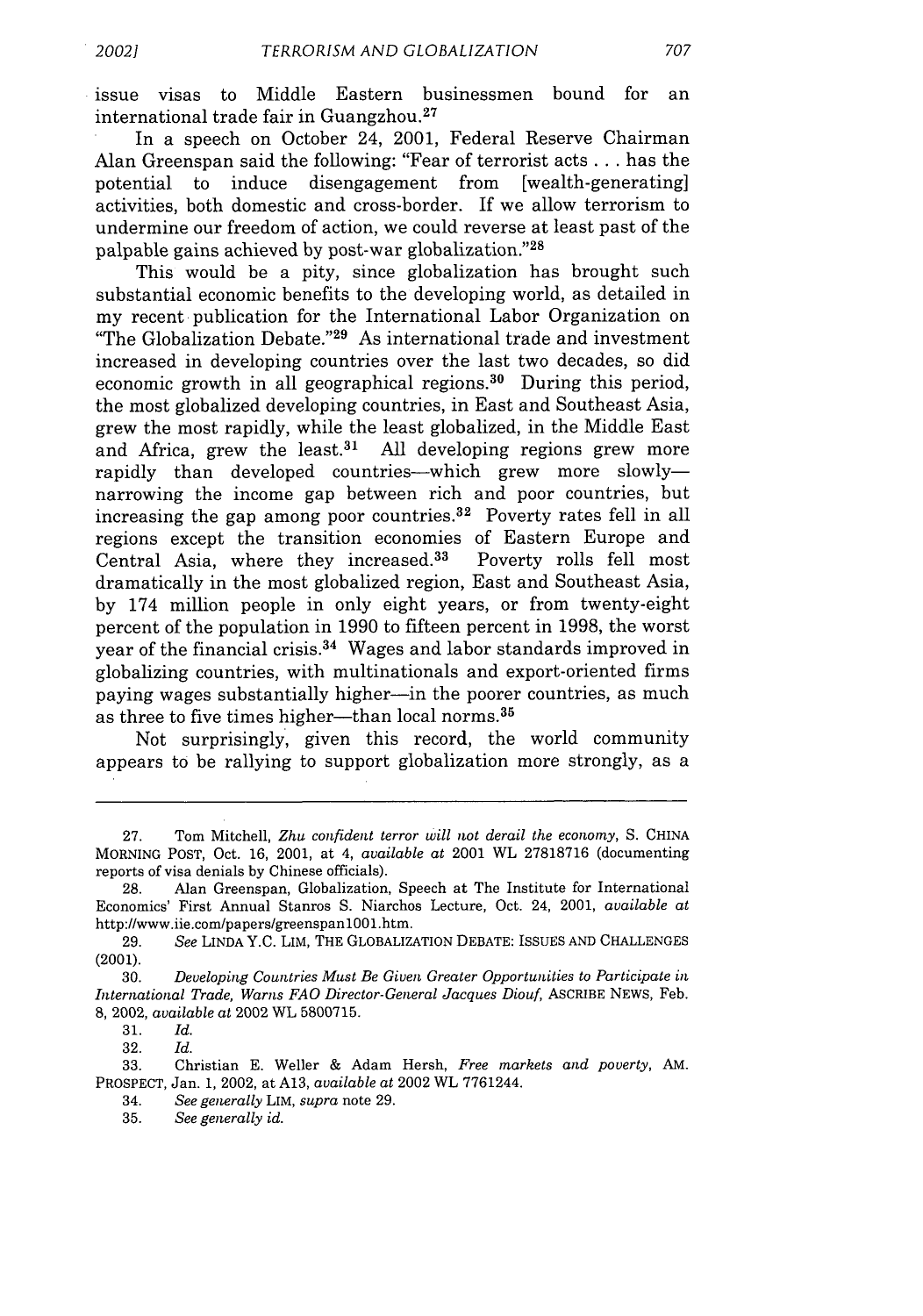issue visas to Middle Eastern businessmen bound for an international trade fair in Guangzhou.[27]

In a speech on October 24, 2001, Federal Reserve Chairman Alan Greenspan said the following: "Fear of terrorist acts . . . has the potential to induce disengagement from [wealth-generating] activities, both domestic and cross-border. If we allow terrorism to undermine our freedom of action, we could reverse at least past of the palpable gains achieved by post-war globalization."[28]

This would be a pity, since globalization has brought such substantial economic benefits to the developing world, as detailed in my recent publication for the International Labor Organization on "The Globalization Debate."[29] As international trade and investment increased in developing countries over the last two decades, so did economic growth in all geographical regions.[30] During this period, the most globalized developing countries, in East and Southeast Asia, grew the most rapidly, while the least globalized, in the Middle East and Africa, grew the least.[31] All developing regions grew more rapidly than developed countries—which grew more slowly—narrowing the income gap between rich and poor countries, but increasing the gap among poor countries.[32] Poverty rates fell in all regions except the transition economies of Eastern Europe and Central Asia, where they increased.[33] Poverty rolls fell most dramatically in the most globalized region, East and Southeast Asia, by 174 million people in only eight years, or from twenty-eight percent of the population in 1990 to fifteen percent in 1998, the worst year of the financial crisis.[34] Wages and labor standards improved in globalizing countries, with multinationals and export-oriented firms paying wages substantially higher—in the poorer countries, as much as three to five times higher—than local norms.[35]

Not surprisingly, given this record, the world community appears to be rallying to support globalization more strongly, as a

---

27. Tom Mitchell, *Zhu confident terror will not derail the economy*, S. CHINA MORNING POST, Oct. 16, 2001, at 4, *available at* 2001 WL 27818716 (documenting reports of visa denials by Chinese officials).

28. Alan Greenspan, Globalization, Speech at The Institute for International Economics' First Annual Stanros S. Niarchos Lecture, Oct. 24, 2001, *available at* http://www.iie.com/papers/greenspan1001.htm.

29. *See* LINDA Y.C. LIM, THE GLOBALIZATION DEBATE: ISSUES AND CHALLENGES (2001).

30. *Developing Countries Must Be Given Greater Opportunities to Participate in International Trade, Warns FAO Director-General Jacques Diouf*, ASCRIBE NEWS, Feb. 8, 2002, *available at* 2002 WL 5800715.

31. *Id.*

32. *Id.*

33. Christian E. Weller & Adam Hersh, *Free markets and poverty*, AM. PROSPECT, Jan. 1, 2002, at A13, *available at* 2002 WL 7761244.

34. *See generally* LIM, *supra* note 29.

35. *See generally id.*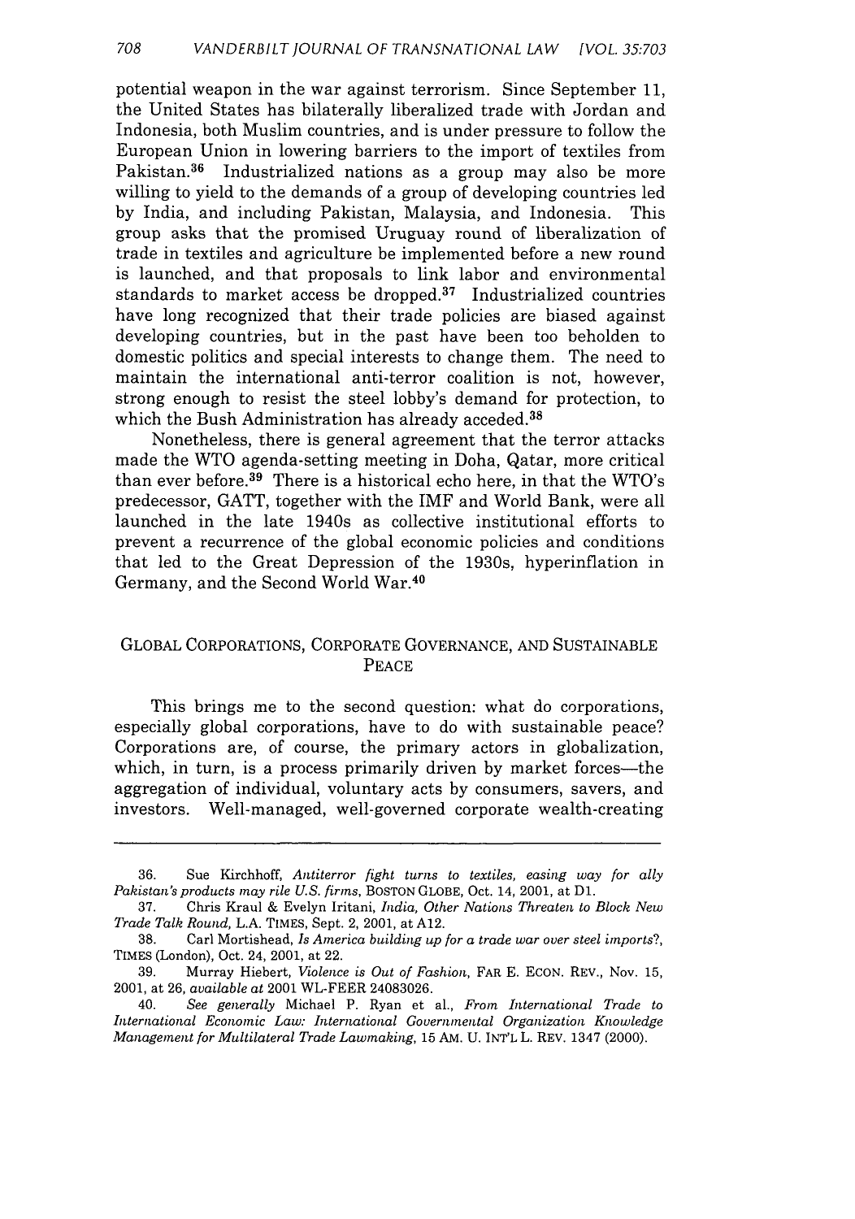potential weapon in the war against terrorism. Since September 11, the United States has bilaterally liberalized trade with Jordan and Indonesia, both Muslim countries, and is under pressure to follow the European Union in lowering barriers to the import of textiles from Pakistan.[36] Industrialized nations as a group may also be more willing to yield to the demands of a group of developing countries led by India, and including Pakistan, Malaysia, and Indonesia. This group asks that the promised Uruguay round of liberalization of trade in textiles and agriculture be implemented before a new round is launched, and that proposals to link labor and environmental standards to market access be dropped.[37] Industrialized countries have long recognized that their trade policies are biased against developing countries, but in the past have been too beholden to domestic politics and special interests to change them. The need to maintain the international anti-terror coalition is not, however, strong enough to resist the steel lobby's demand for protection, to which the Bush Administration has already acceded.[38]

Nonetheless, there is general agreement that the terror attacks made the WTO agenda-setting meeting in Doha, Qatar, more critical than ever before.[39] There is a historical echo here, in that the WTO's predecessor, GATT, together with the IMF and World Bank, were all launched in the late 1940s as collective institutional efforts to prevent a recurrence of the global economic policies and conditions that led to the Great Depression of the 1930s, hyperinflation in Germany, and the Second World War.[40]

## GLOBAL CORPORATIONS, CORPORATE GOVERNANCE, AND SUSTAINABLE PEACE

This brings me to the second question: what do corporations, especially global corporations, have to do with sustainable peace? Corporations are, of course, the primary actors in globalization, which, in turn, is a process primarily driven by market forces—the aggregation of individual, voluntary acts by consumers, savers, and investors. Well-managed, well-governed corporate wealth-creating

---

36. Sue Kirchhoff, *Antiterror fight turns to textiles, easing way for ally Pakistan's products may rile U.S. firms*, BOSTON GLOBE, Oct. 14, 2001, at D1.

37. Chris Kraul & Evelyn Iritani, *India, Other Nations Threaten to Block New Trade Talk Round*, L.A. TIMES, Sept. 2, 2001, at A12.

38. Carl Mortishead, *Is America building up for a trade war over steel imports?*, TIMES (London), Oct. 24, 2001, at 22.

39. Murray Hiebert, *Violence is Out of Fashion*, FAR E. ECON. REV., Nov. 15, 2001, at 26, *available at* 2001 WL-FEER 24083026.

40. *See generally* Michael P. Ryan et al., *From International Trade to International Economic Law: International Governmental Organization Knowledge Management for Multilateral Trade Lawmaking*, 15 AM. U. INT'L L. REV. 1347 (2000).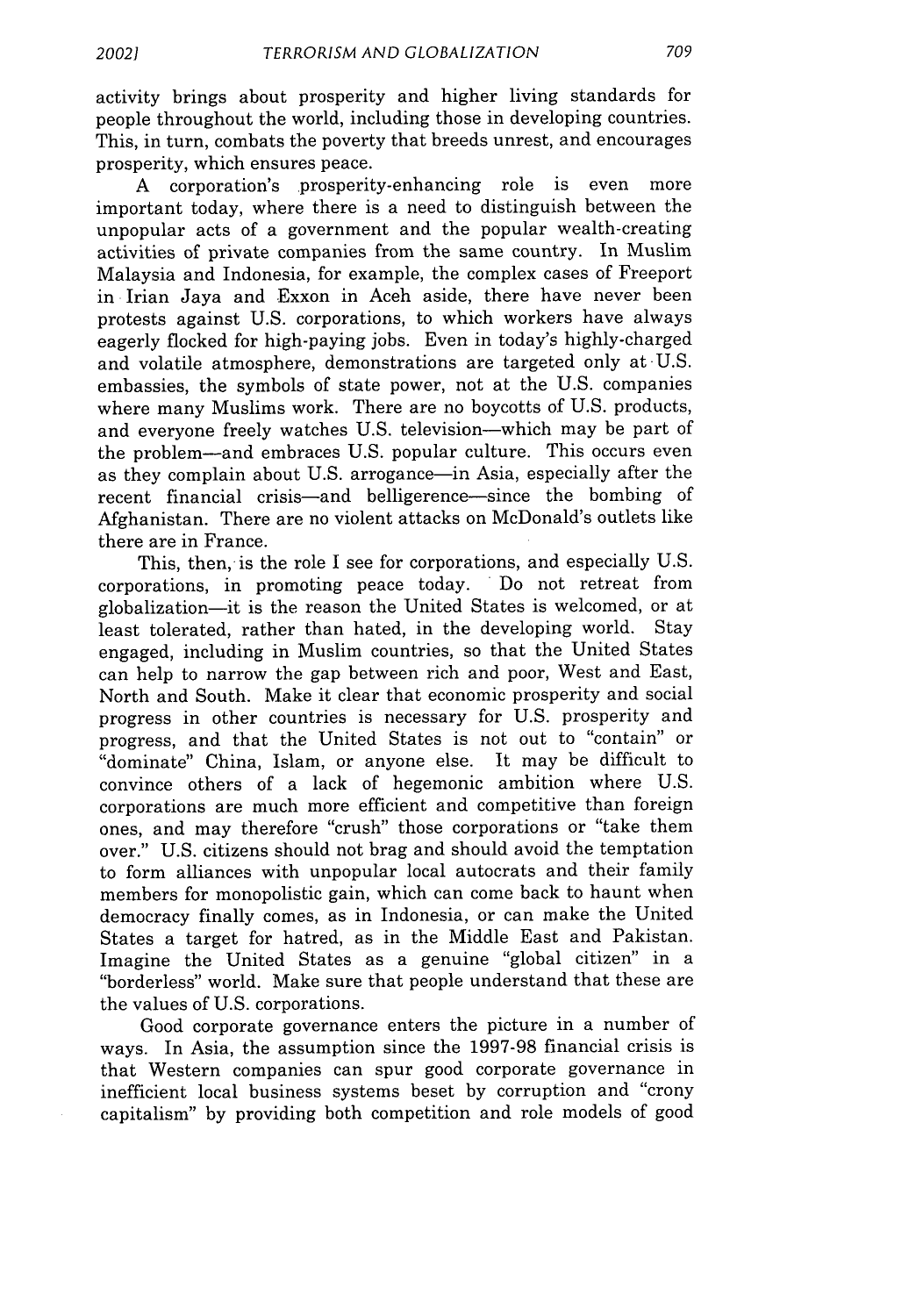activity brings about prosperity and higher living standards for people throughout the world, including those in developing countries. This, in turn, combats the poverty that breeds unrest, and encourages prosperity, which ensures peace.

A corporation's prosperity-enhancing role is even more important today, where there is a need to distinguish between the unpopular acts of a government and the popular wealth-creating activities of private companies from the same country. In Muslim Malaysia and Indonesia, for example, the complex cases of Freeport in Irian Jaya and Exxon in Aceh aside, there have never been protests against U.S. corporations, to which workers have always eagerly flocked for high-paying jobs. Even in today's highly-charged and volatile atmosphere, demonstrations are targeted only at U.S. embassies, the symbols of state power, not at the U.S. companies where many Muslims work. There are no boycotts of U.S. products, and everyone freely watches U.S. television—which may be part of the problem—and embraces U.S. popular culture. This occurs even as they complain about U.S. arrogance—in Asia, especially after the recent financial crisis—and belligerence—since the bombing of Afghanistan. There are no violent attacks on McDonald's outlets like there are in France.

This, then, is the role I see for corporations, and especially U.S. corporations, in promoting peace today. Do not retreat from globalization—it is the reason the United States is welcomed, or at least tolerated, rather than hated, in the developing world. Stay engaged, including in Muslim countries, so that the United States can help to narrow the gap between rich and poor, West and East, North and South. Make it clear that economic prosperity and social progress in other countries is necessary for U.S. prosperity and progress, and that the United States is not out to "contain" or "dominate" China, Islam, or anyone else. It may be difficult to convince others of a lack of hegemonic ambition where U.S. corporations are much more efficient and competitive than foreign ones, and may therefore "crush" those corporations or "take them over." U.S. citizens should not brag and should avoid the temptation to form alliances with unpopular local autocrats and their family members for monopolistic gain, which can come back to haunt when democracy finally comes, as in Indonesia, or can make the United States a target for hatred, as in the Middle East and Pakistan. Imagine the United States as a genuine "global citizen" in a "borderless" world. Make sure that people understand that these are the values of U.S. corporations.

Good corporate governance enters the picture in a number of ways. In Asia, the assumption since the 1997-98 financial crisis is that Western companies can spur good corporate governance in inefficient local business systems beset by corruption and "crony capitalism" by providing both competition and role models of good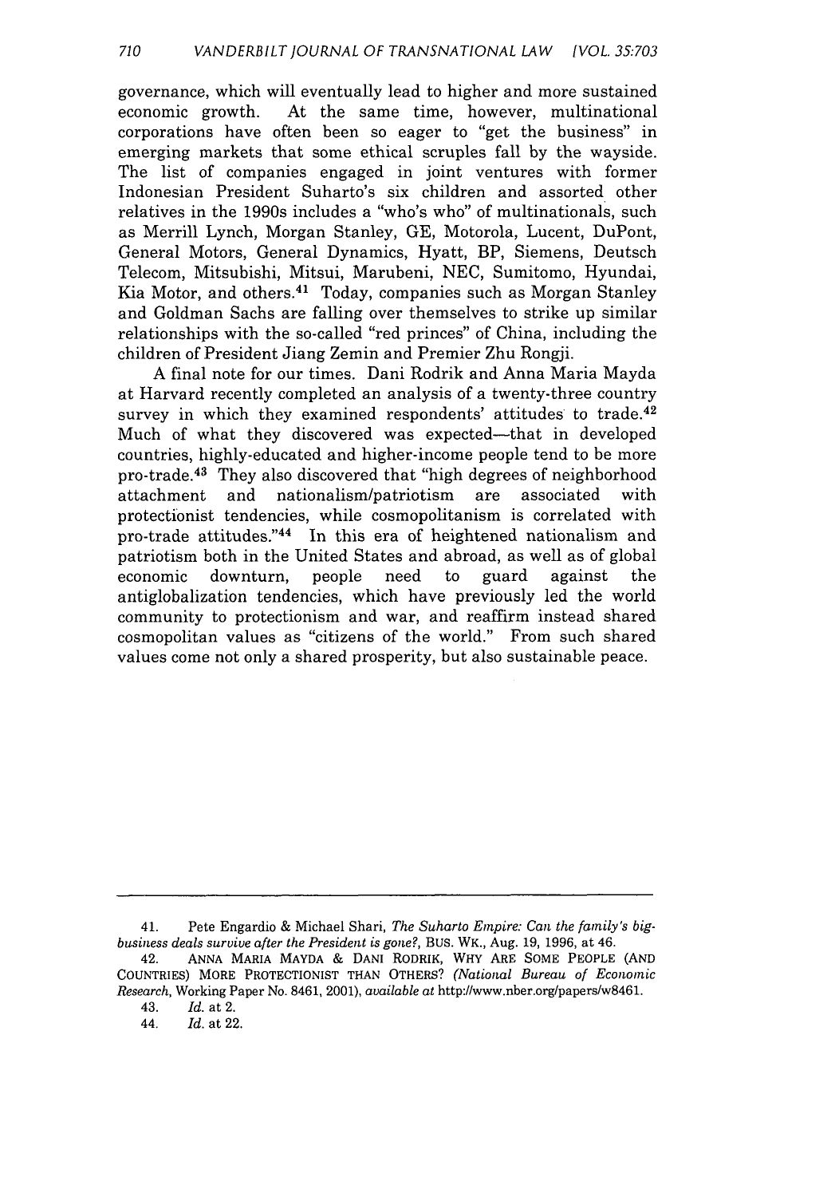governance, which will eventually lead to higher and more sustained economic growth. At the same time, however, multinational corporations have often been so eager to "get the business" in emerging markets that some ethical scruples fall by the wayside. The list of companies engaged in joint ventures with former Indonesian President Suharto's six children and assorted other relatives in the 1990s includes a "who's who" of multinationals, such as Merrill Lynch, Morgan Stanley, GE, Motorola, Lucent, DuPont, General Motors, General Dynamics, Hyatt, BP, Siemens, Deutsch Telecom, Mitsubishi, Mitsui, Marubeni, NEC, Sumitomo, Hyundai, Kia Motor, and others.[41] Today, companies such as Morgan Stanley and Goldman Sachs are falling over themselves to strike up similar relationships with the so-called "red princes" of China, including the children of President Jiang Zemin and Premier Zhu Rongji.

A final note for our times. Dani Rodrik and Anna Maria Mayda at Harvard recently completed an analysis of a twenty-three country survey in which they examined respondents' attitudes to trade.[42] Much of what they discovered was expected—that in developed countries, highly-educated and higher-income people tend to be more pro-trade.[43] They also discovered that "high degrees of neighborhood attachment and nationalism/patriotism are associated with protectionist tendencies, while cosmopolitanism is correlated with pro-trade attitudes."[44] In this era of heightened nationalism and patriotism both in the United States and abroad, as well as of global economic downturn, people need to guard against the antiglobalization tendencies, which have previously led the world community to protectionism and war, and reaffirm instead shared cosmopolitan values as "citizens of the world." From such shared values come not only a shared prosperity, but also sustainable peace.

---

41. Pete Engardio & Michael Shari, *The Suharto Empire: Can the family's big-business deals survive after the President is gone?*, BUS. WK., Aug. 19, 1996, at 46.

42. ANNA MARIA MAYDA & DANI RODRIK, WHY ARE SOME PEOPLE (AND COUNTRIES) MORE PROTECTIONIST THAN OTHERS? *(National Bureau of Economic Research*, Working Paper No. 8461, 2001), *available at* http://www.nber.org/papers/w8461.

43. *Id.* at 2.

44. *Id.* at 22.